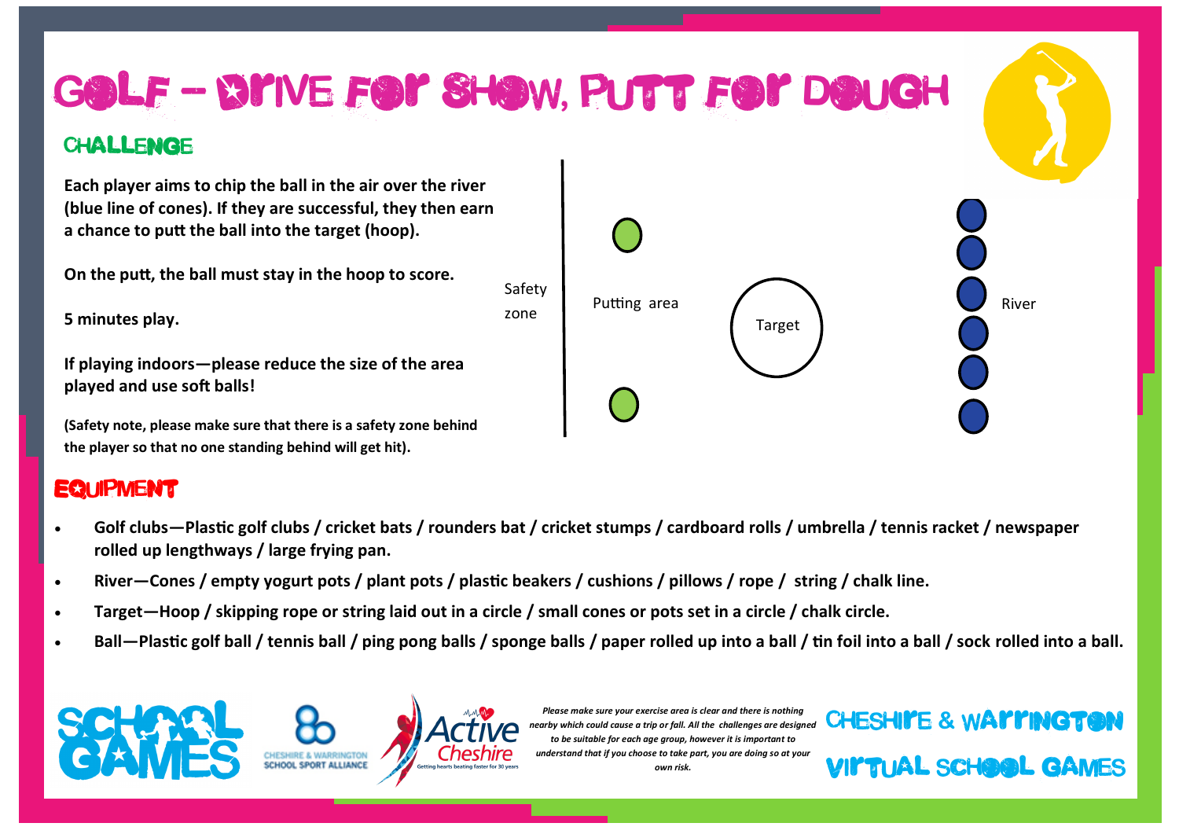# Golf – Drive for Show, Putt for Dough

## Challenge

**Each player aims to chip the ball in the air over the river (blue line of cones). If they are successful, they then earn a chance to putt the ball into the target (hoop).**

**On the putt, the ball must stay in the hoop to score.**

**5 minutes play.**

**If playing indoors—please reduce the size of the area played and use soft balls!**

**(Safety note, please make sure that there is a safety zone behind the player so that no one standing behind will get hit).**

Safety zone

Putting area

Target

River

## Equipment

- **Golf clubs—Plastic golf clubs / cricket bats / rounders bat / cricket stumps / cardboard rolls / umbrella / tennis racket / newspaper rolled up lengthways / large frying pan.**
- **River—Cones / empty yogurt pots / plant pots / plastic beakers / cushions / pillows / rope / string / chalk line.**
- **Target—Hoop / skipping rope or string laid out in a circle / small cones or pots set in a circle / chalk circle.**
- **Ball—Plastic golf ball / tennis ball / ping pong balls / sponge balls / paper rolled up into a ball / tin foil into a ball / sock rolled into a ball.**

SCHOOL GAMES

CHESHIRE & WARRINGTON SCHOOL SPORT ALLIANCE

Active Cheshire — Getting hearts beating faster for 30 years

*Please make sure your exercise area is clear and there is nothing nearby which could cause a trip or fall. All the challenges are designed to be suitable for each age group, however it is important to understand that if you choose to take part, you are doing so at your own risk.*

CHESHIRE & WARRINGTON VIRTUAL SCHOOL GAMES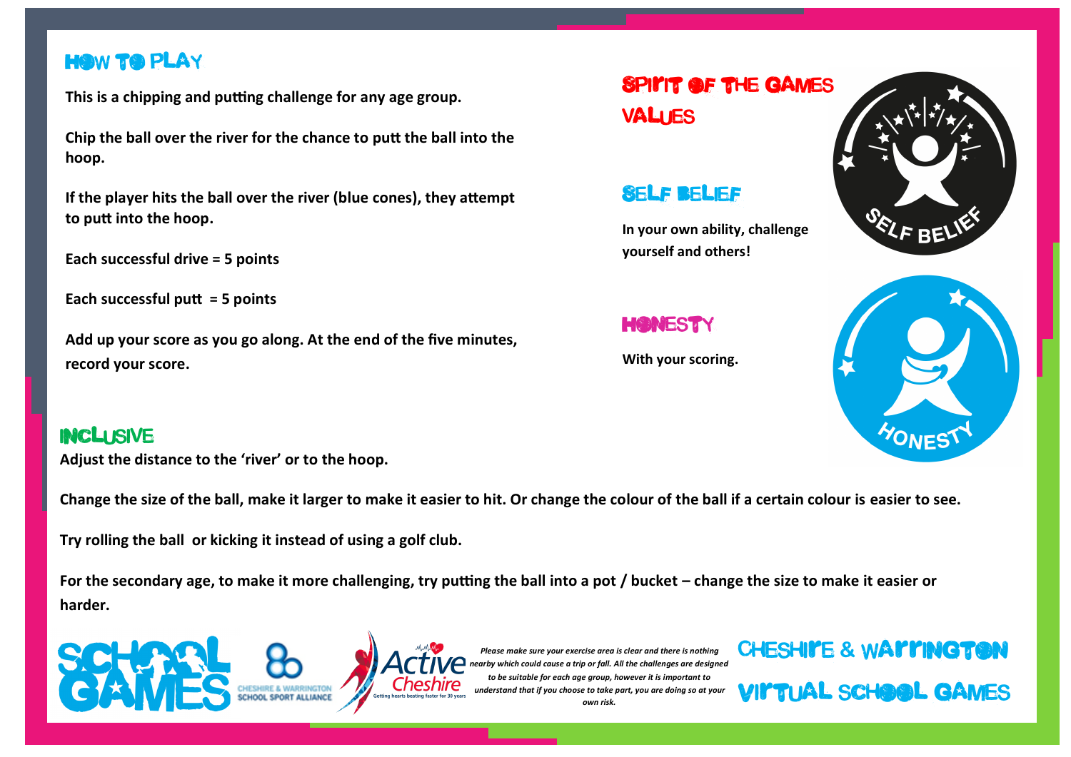## HOW TO PLAY

**This is a chipping and putting challenge for any age group.**

**Chip the ball over the river for the chance to putt the ball into the hoop.**

**If the player hits the ball over the river (blue cones), they attempt to putt into the hoop.**

**Each successful drive = 5 points**

**Each successful putt = 5 points**

**Add up your score as you go along. At the end of the five minutes, record your score.**

## SPIRIT OF THE GAMES VALUES

### SELF BELIEF

**In your own ability, challenge yourself and others!**

### HONESTY

**With your scoring.**

## INCLUSIVE

**Adjust the distance to the 'river' or to the hoop.**

**Change the size of the ball, make it larger to make it easier to hit. Or change the colour of the ball if a certain colour is easier to see.**

**Try rolling the ball or kicking it instead of using a golf club.**

**For the secondary age, to make it more challenging, try putting the ball into a pot / bucket – change the size to make it easier or harder.**

*Please make sure your exercise area is clear and there is nothing nearby which could cause a trip or fall. All the challenges are designed to be suitable for each age group, however it is important to understand that if you choose to take part, you are doing so at your own risk.*

CHESHIRE & WARRINGTON VIRTUAL SCHOOL GAMES